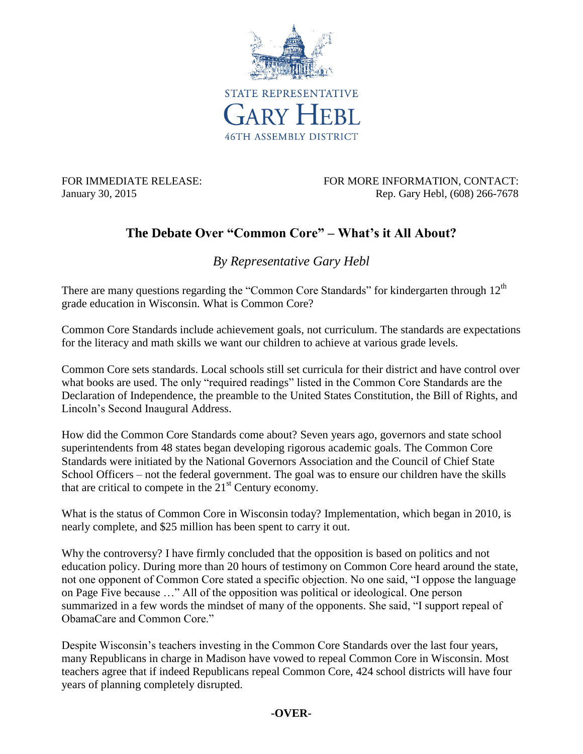STATE REPRESENTATIVE

GARY HEBL

46TH ASSEMBLY DISTRICT

FOR IMMEDIATE RELEASE:
January 30, 2015

FOR MORE INFORMATION, CONTACT:
Rep. Gary Hebl, (608) 266-7678

# The Debate Over "Common Core" – What's it All About?

*By Representative Gary Hebl*

There are many questions regarding the "Common Core Standards" for kindergarten through 12th grade education in Wisconsin. What is Common Core?

Common Core Standards include achievement goals, not curriculum. The standards are expectations for the literacy and math skills we want our children to achieve at various grade levels.

Common Core sets standards. Local schools still set curricula for their district and have control over what books are used. The only "required readings" listed in the Common Core Standards are the Declaration of Independence, the preamble to the United States Constitution, the Bill of Rights, and Lincoln's Second Inaugural Address.

How did the Common Core Standards come about? Seven years ago, governors and state school superintendents from 48 states began developing rigorous academic goals. The Common Core Standards were initiated by the National Governors Association and the Council of Chief State School Officers – not the federal government. The goal was to ensure our children have the skills that are critical to compete in the 21st Century economy.

What is the status of Common Core in Wisconsin today? Implementation, which began in 2010, is nearly complete, and $25 million has been spent to carry it out.

Why the controversy? I have firmly concluded that the opposition is based on politics and not education policy. During more than 20 hours of testimony on Common Core heard around the state, not one opponent of Common Core stated a specific objection. No one said, "I oppose the language on Page Five because …" All of the opposition was political or ideological. One person summarized in a few words the mindset of many of the opponents. She said, "I support repeal of ObamaCare and Common Core."

Despite Wisconsin's teachers investing in the Common Core Standards over the last four years, many Republicans in charge in Madison have vowed to repeal Common Core in Wisconsin. Most teachers agree that if indeed Republicans repeal Common Core, 424 school districts will have four years of planning completely disrupted.

**-OVER-**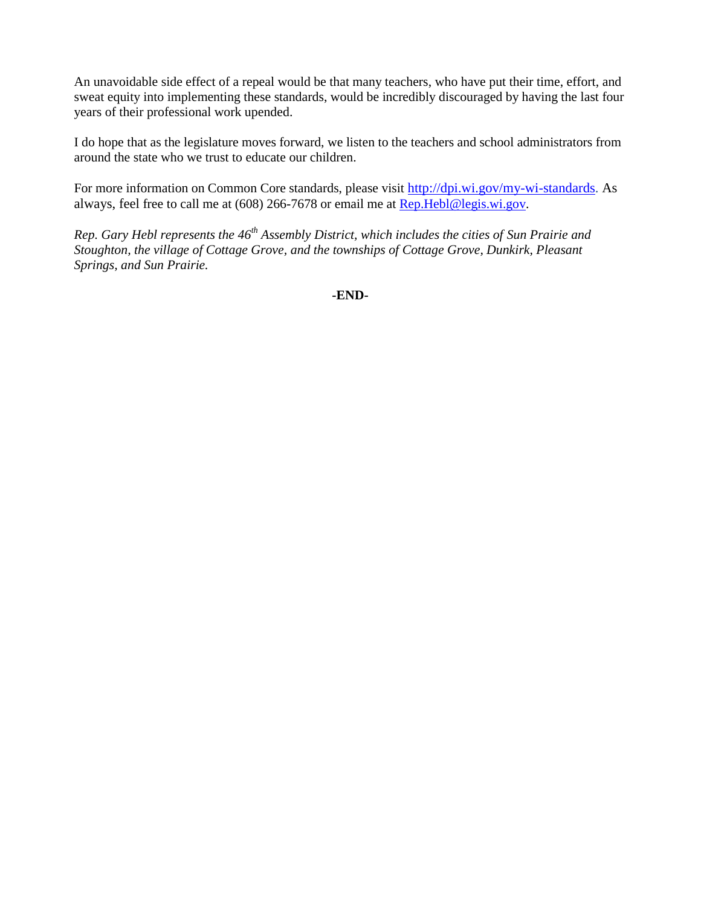An unavoidable side effect of a repeal would be that many teachers, who have put their time, effort, and sweat equity into implementing these standards, would be incredibly discouraged by having the last four years of their professional work upended.

I do hope that as the legislature moves forward, we listen to the teachers and school administrators from around the state who we trust to educate our children.

For more information on Common Core standards, please visit [http://dpi.wi.gov/my-wi-standards](http://dpi.wi.gov/my-wi-standards). As always, feel free to call me at (608) 266-7678 or email me at [Rep.Hebl@legis.wi.gov](mailto:Rep.Hebl@legis.wi.gov).

*Rep. Gary Hebl represents the 46th Assembly District, which includes the cities of Sun Prairie and Stoughton, the village of Cottage Grove, and the townships of Cottage Grove, Dunkirk, Pleasant Springs, and Sun Prairie.*

**-END-**